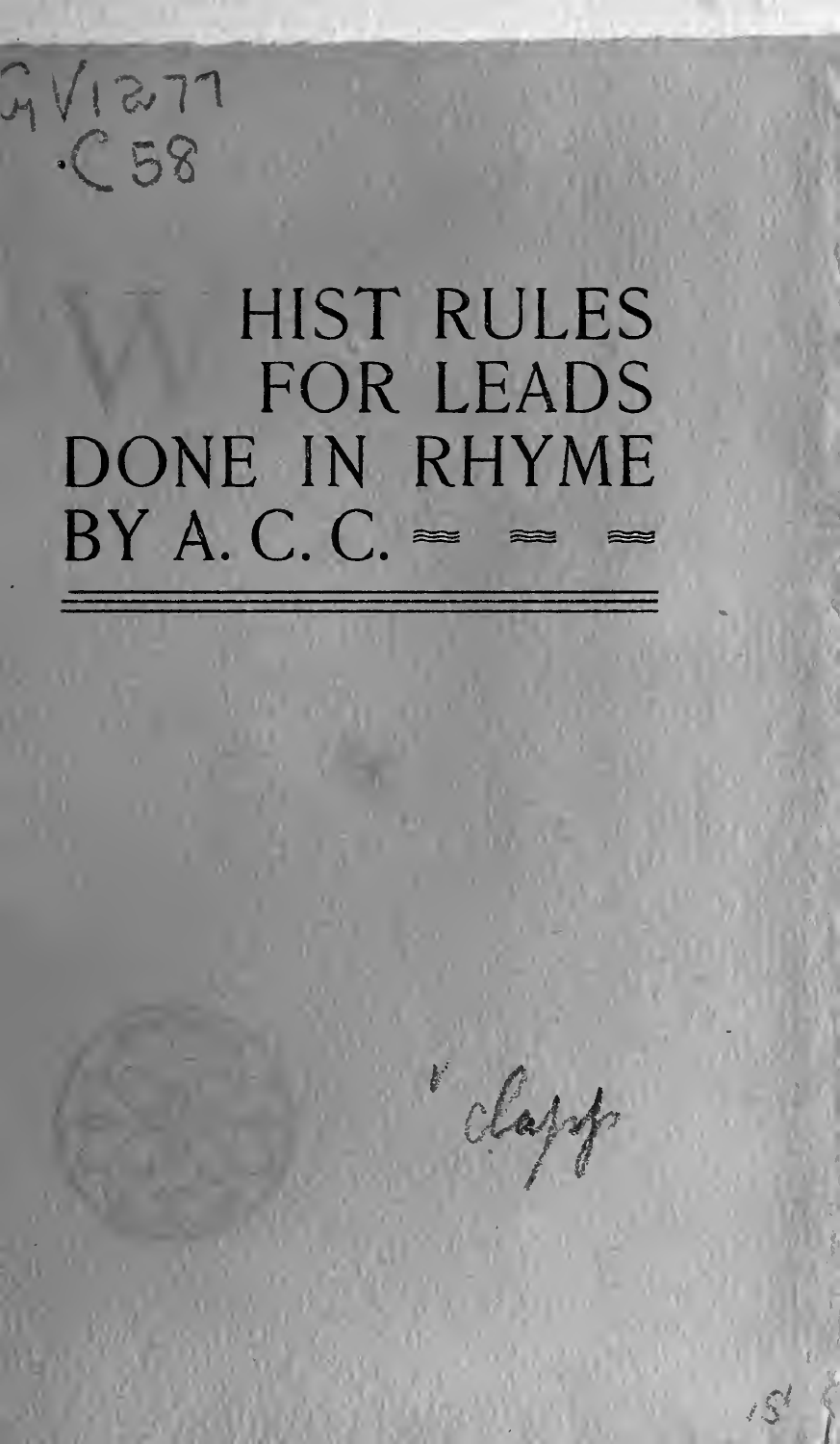GV1277
.C58

# WHIST RULES FOR LEADS DONE IN RHYME BY A. C. C.

Clapp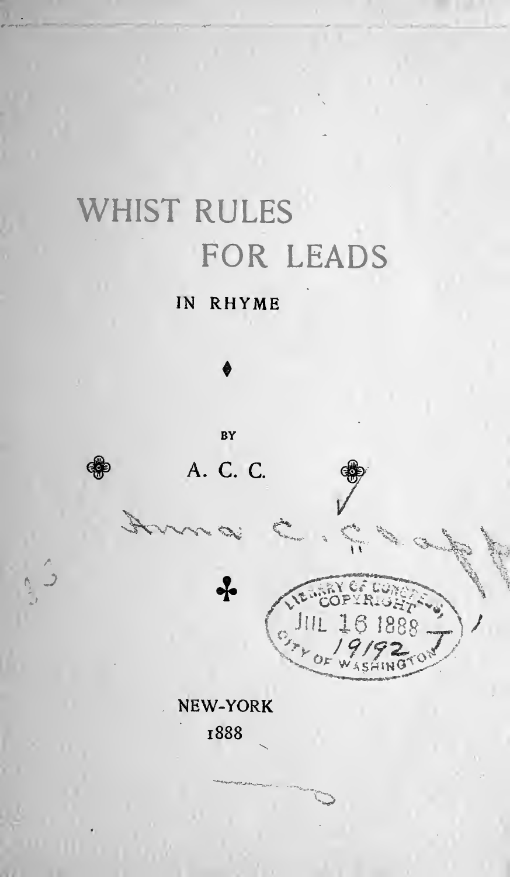# WHIST RULES FOR LEADS

IN RHYME

BY

A. C. C.

Anna C. Gaffe

LIBRARY OF CONGRESS COPYRIGHT JUL 16 1888 19192 CITY OF WASHINGTON

NEW-YORK

1888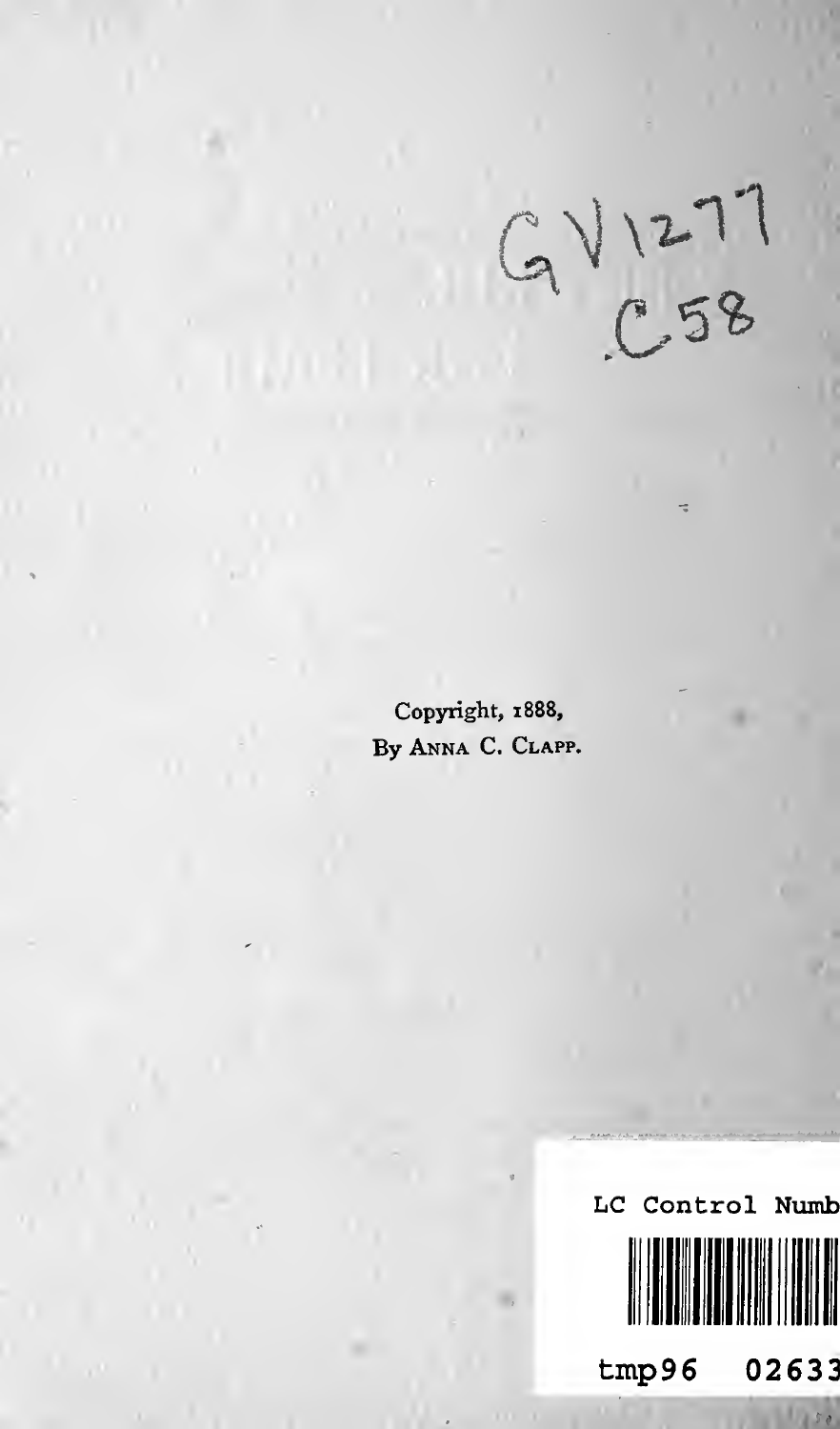GV1277
.C58

Copyright, 1888,
By Anna C. Clapp.

LC Control Numb

tmp96 02633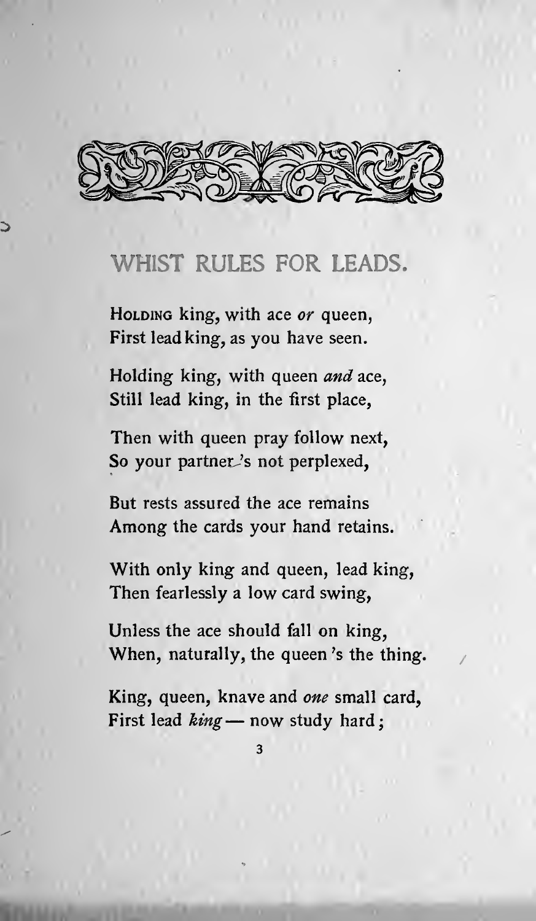## WHIST RULES FOR LEADS.

HOLDING king, with ace *or* queen,
First lead king, as you have seen.

Holding king, with queen *and* ace,
Still lead king, in the first place,

Then with queen pray follow next,
So your partner's not perplexed,

But rests assured the ace remains
Among the cards your hand retains.

With only king and queen, lead king,
Then fearlessly a low card swing,

Unless the ace should fall on king,
When, naturally, the queen 's the thing.

King, queen, knave and *one* small card,
First lead *king* — now study hard;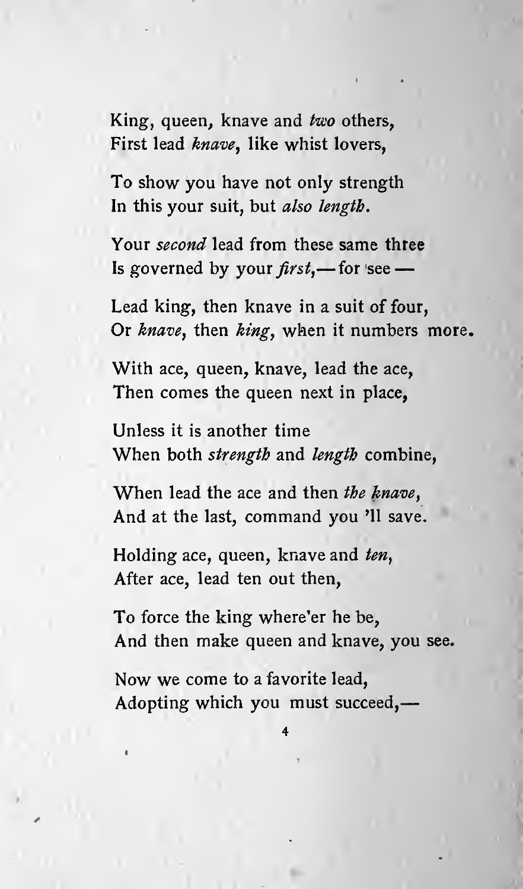King, queen, knave and *two* others,  
First lead *knave*, like whist lovers,

To show you have not only strength  
In this your suit, but *also length*.

Your *second* lead from these same three  
Is governed by your *first*,— for 'see —

Lead king, then knave in a suit of four,  
Or *knave*, then *king*, when it numbers more.

With ace, queen, knave, lead the ace,  
Then comes the queen next in place,

Unless it is another time  
When both *strength* and *length* combine,

When lead the ace and then *the knave*,  
And at the last, command you 'll save.

Holding ace, queen, knave and *ten*,  
After ace, lead ten out then,

To force the king where'er he be,  
And then make queen and knave, you see.

Now we come to a favorite lead,  
Adopting which you must succeed,—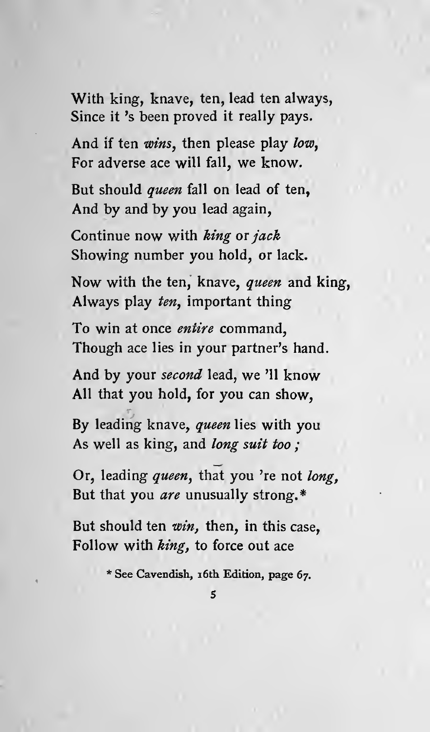With king, knave, ten, lead ten always,
Since it 's been proved it really pays.

And if ten *wins*, then please play *low*,
For adverse ace will fall, we know.

But should *queen* fall on lead of ten,
And by and by you lead again,

Continue now with *king* or *jack*
Showing number you hold, or lack.

Now with the ten, knave, *queen* and king,
Always play *ten*, important thing

To win at once *entire* command,
Though ace lies in your partner's hand.

And by your *second* lead, we 'll know
All that you hold, for you can show,

By leading knave, *queen* lies with you
As well as king, and *long suit too ;*

Or, leading *queen*, that you 're not *long*,
But that you *are* unusually strong.*

But should ten *win*, then, in this case,
Follow with *king*, to force out ace

\* See Cavendish, 16th Edition, page 67.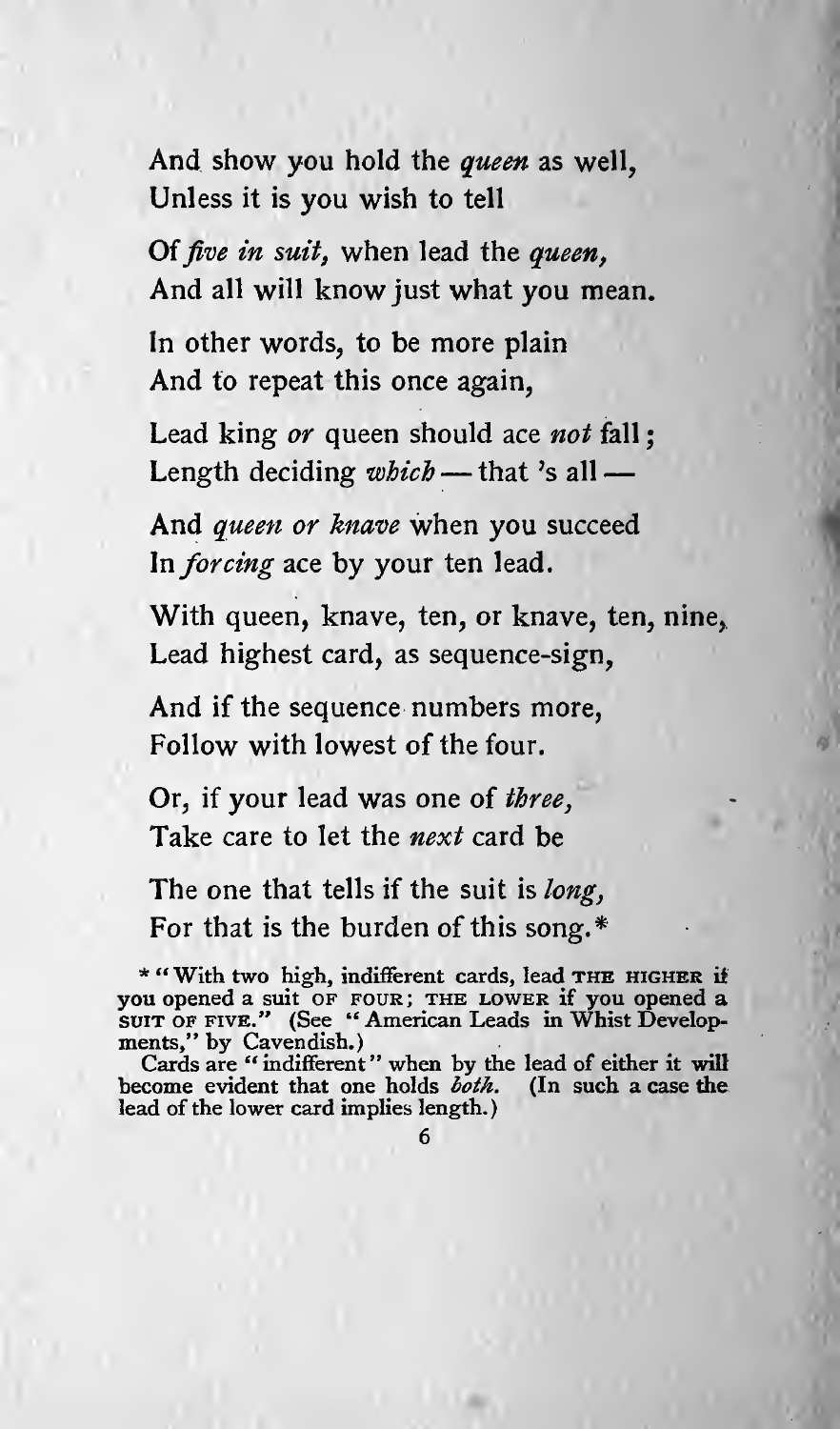And show you hold the *queen* as well,
Unless it is you wish to tell

Of *five in suit,* when lead the *queen,*
And all will know just what you mean.

In other words, to be more plain
And to repeat this once again,

Lead king *or* queen should ace *not* fall;
Length deciding *which* — that 's all —

And *queen or knave* when you succeed
In *forcing* ace by your ten lead.

With queen, knave, ten, or knave, ten, nine,
Lead highest card, as sequence-sign,

And if the sequence numbers more,
Follow with lowest of the four.

Or, if your lead was one of *three,*
Take care to let the *next* card be

The one that tells if the suit is *long,*
For that is the burden of this song.*

\* "With two high, indifferent cards, lead THE HIGHER if you opened a suit OF FOUR; THE LOWER if you opened a SUIT OF FIVE." (See "American Leads in Whist Developments," by Cavendish.)

Cards are "indifferent" when by the lead of either it will become evident that one holds *both.* (In such a case the lead of the lower card implies length.)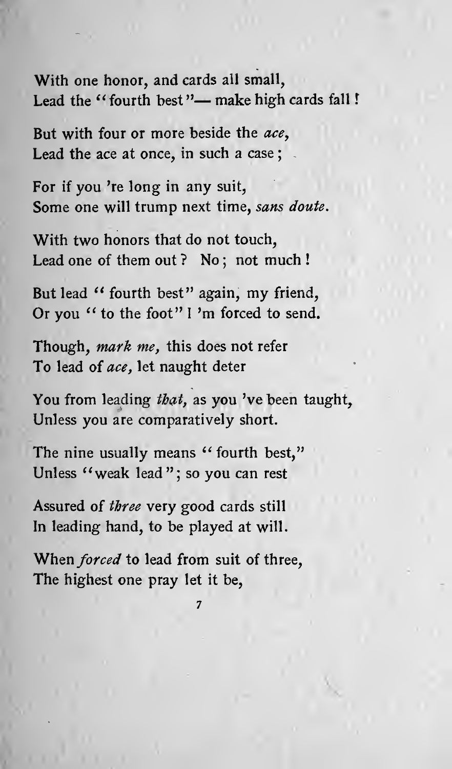With one honor, and cards all small,
Lead the "fourth best"— make high cards fall!

But with four or more beside the *ace*,
Lead the ace at once, in such a case;

For if you 're long in any suit,
Some one will trump next time, *sans doute*.

With two honors that do not touch,
Lead one of them out? No; not much!

But lead "fourth best" again, my friend,
Or you "to the foot" I 'm forced to send.

Though, *mark me*, this does not refer
To lead of *ace*, let naught deter

You from leading *that*, as you 've been taught,
Unless you are comparatively short.

The nine usually means "fourth best,"
Unless "weak lead"; so you can rest

Assured of *three* very good cards still
In leading hand, to be played at will.

When *forced* to lead from suit of three,
The highest one pray let it be,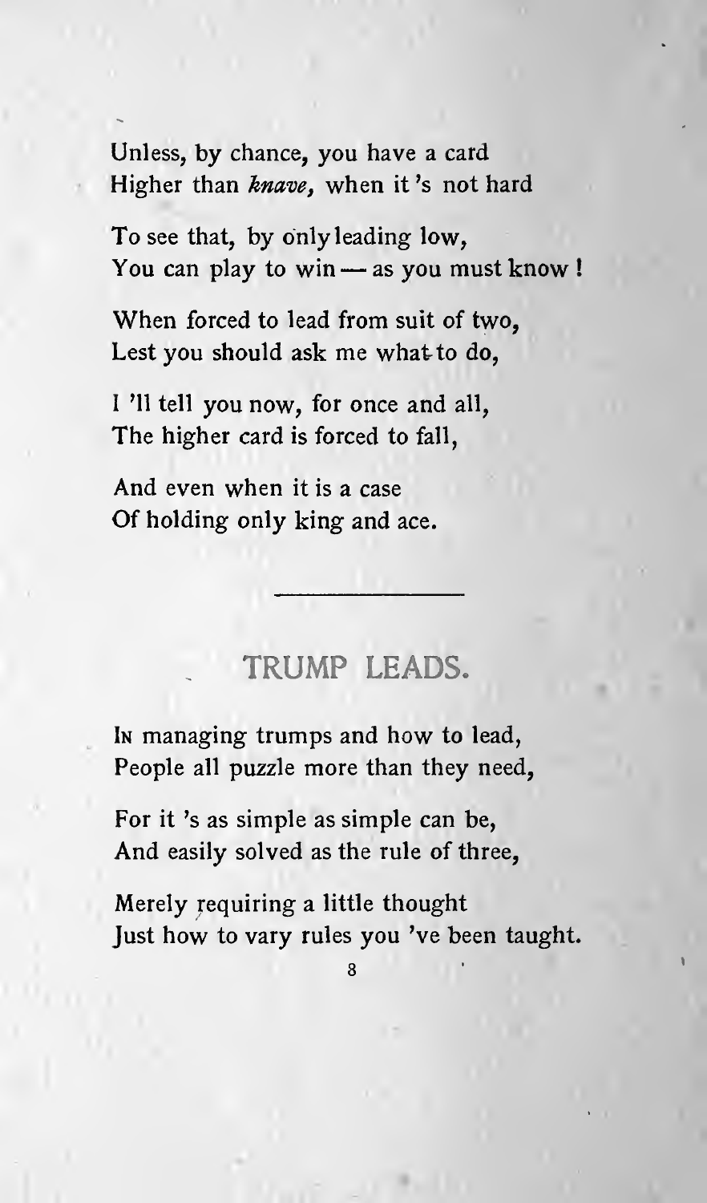Unless, by chance, you have a card
Higher than *knave*, when it 's not hard

To see that, by only leading low,
You can play to win — as you must know!

When forced to lead from suit of two,
Lest you should ask me what to do,

I 'll tell you now, for once and all,
The higher card is forced to fall,

And even when it is a case
Of holding only king and ace.

---

## TRUMP LEADS.

In managing trumps and how to lead,
People all puzzle more than they need,

For it 's as simple as simple can be,
And easily solved as the rule of three,

Merely requiring a little thought
Just how to vary rules you 've been taught.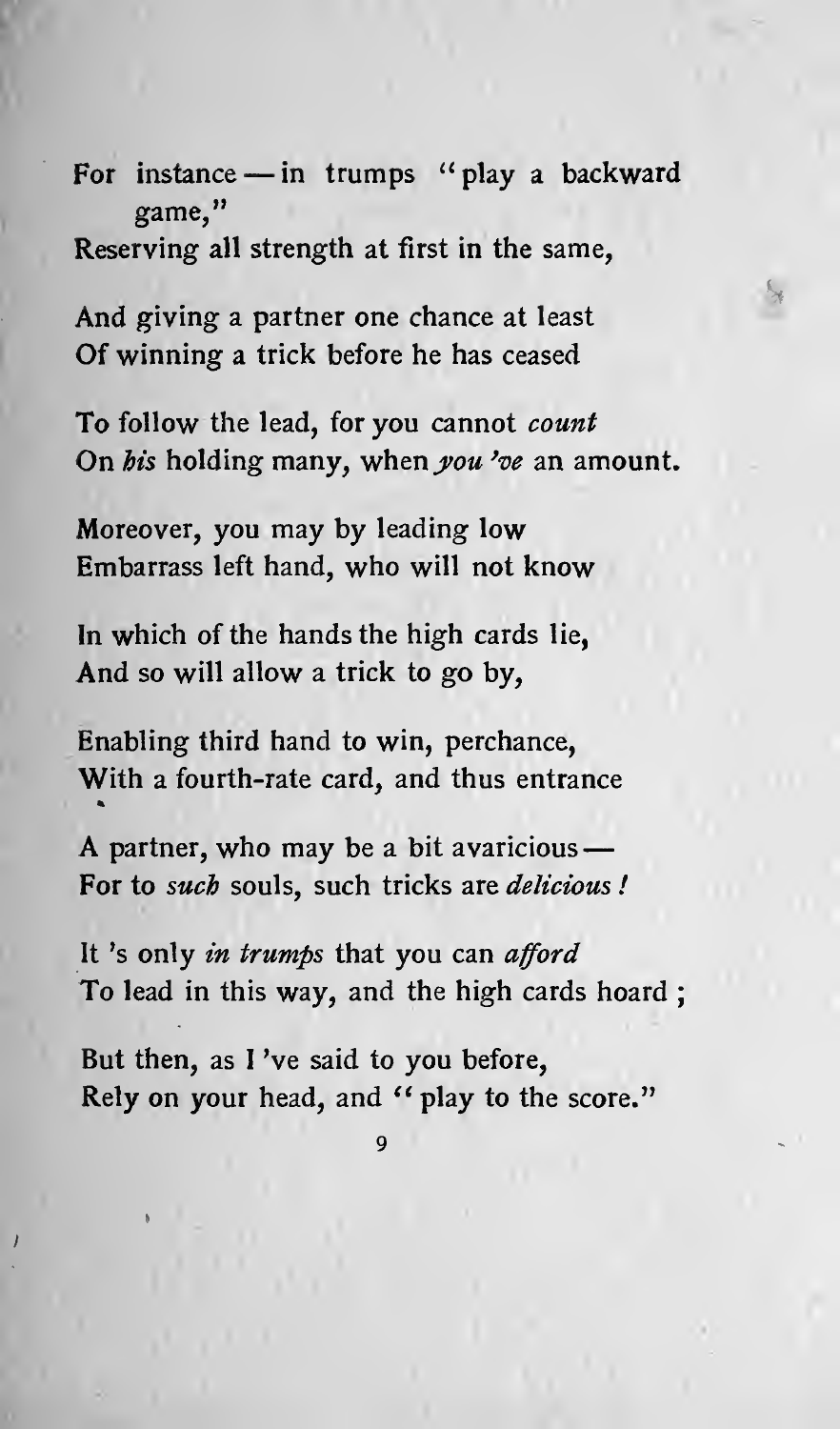For instance — in trumps "play a backward game,"
Reserving all strength at first in the same,

And giving a partner one chance at least
Of winning a trick before he has ceased

To follow the lead, for you cannot *count*
On *his* holding many, when *you 've* an amount.

Moreover, you may by leading low
Embarrass left hand, who will not know

In which of the hands the high cards lie,
And so will allow a trick to go by,

Enabling third hand to win, perchance,
With a fourth-rate card, and thus entrance

A partner, who may be a bit avaricious —
For to *such* souls, such tricks are *delicious !*

It 's only *in trumps* that you can *afford*
To lead in this way, and the high cards hoard ;

But then, as I 've said to you before,
Rely on your head, and "play to the score."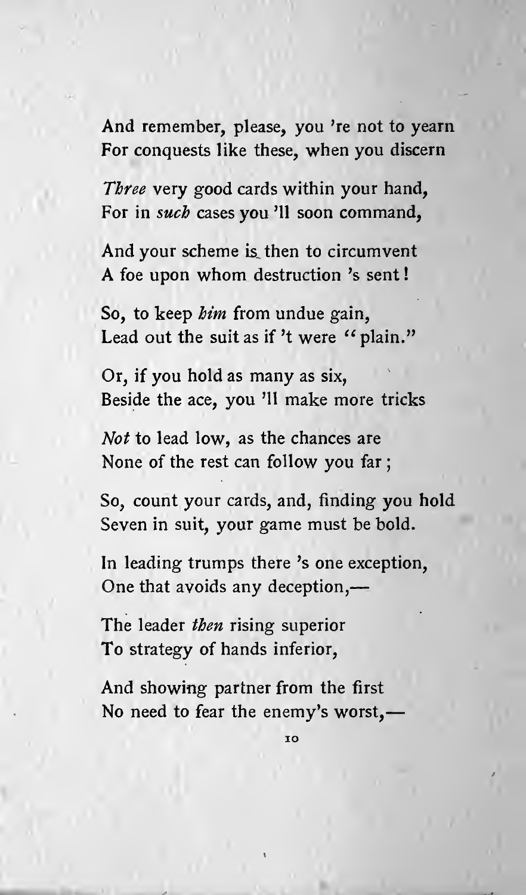And remember, please, you 're not to yearn
For conquests like these, when you discern

*Three* very good cards within your hand,
For in *such* cases you 'll soon command,

And your scheme is then to circumvent
A foe upon whom destruction 's sent!

So, to keep *him* from undue gain,
Lead out the suit as if 't were "plain."

Or, if you hold as many as six,
Beside the ace, you 'll make more tricks

*Not* to lead low, as the chances are
None of the rest can follow you far;

So, count your cards, and, finding you hold
Seven in suit, your game must be bold.

In leading trumps there 's one exception,
One that avoids any deception,—

The leader *then* rising superior
To strategy of hands inferior,

And showing partner from the first
No need to fear the enemy's worst,—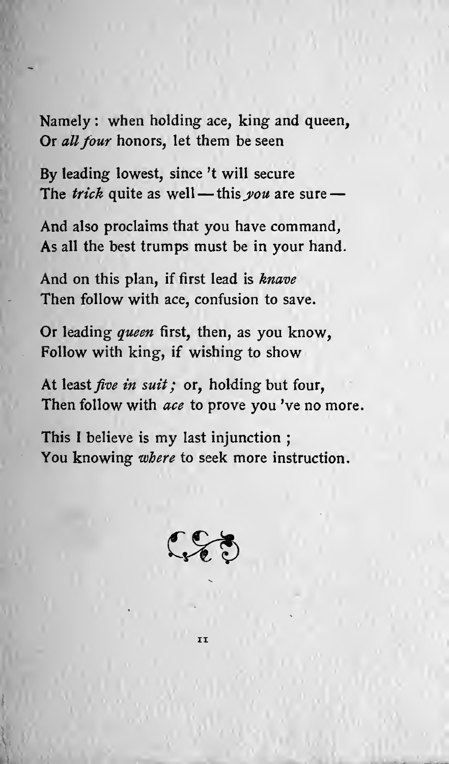Namely: when holding ace, king and queen,
Or *all four* honors, let them be seen

By leading lowest, since 't will secure
The *trick* quite as well — this *you* are sure —

And also proclaims that you have command,
As all the best trumps must be in your hand.

And on this plan, if first lead is *knave*
Then follow with ace, confusion to save.

Or leading *queen* first, then, as you know,
Follow with king, if wishing to show

At least *five in suit;* or, holding but four,
Then follow with *ace* to prove you 've no more.

This I believe is my last injunction ;
You knowing *where* to seek more instruction.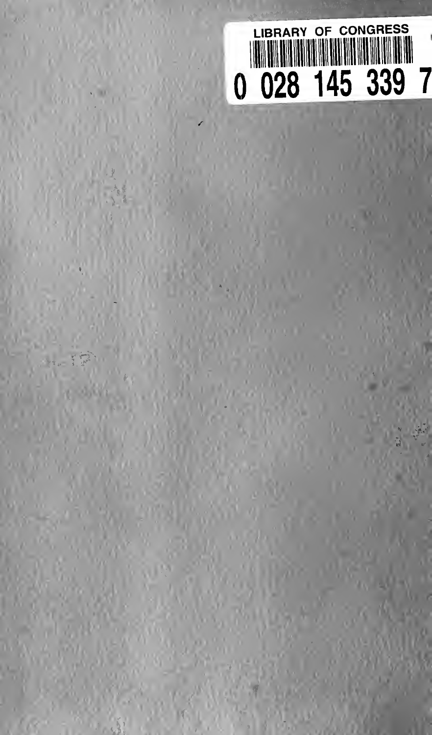LIBRARY OF CONGRESS

0 028 145 339 7